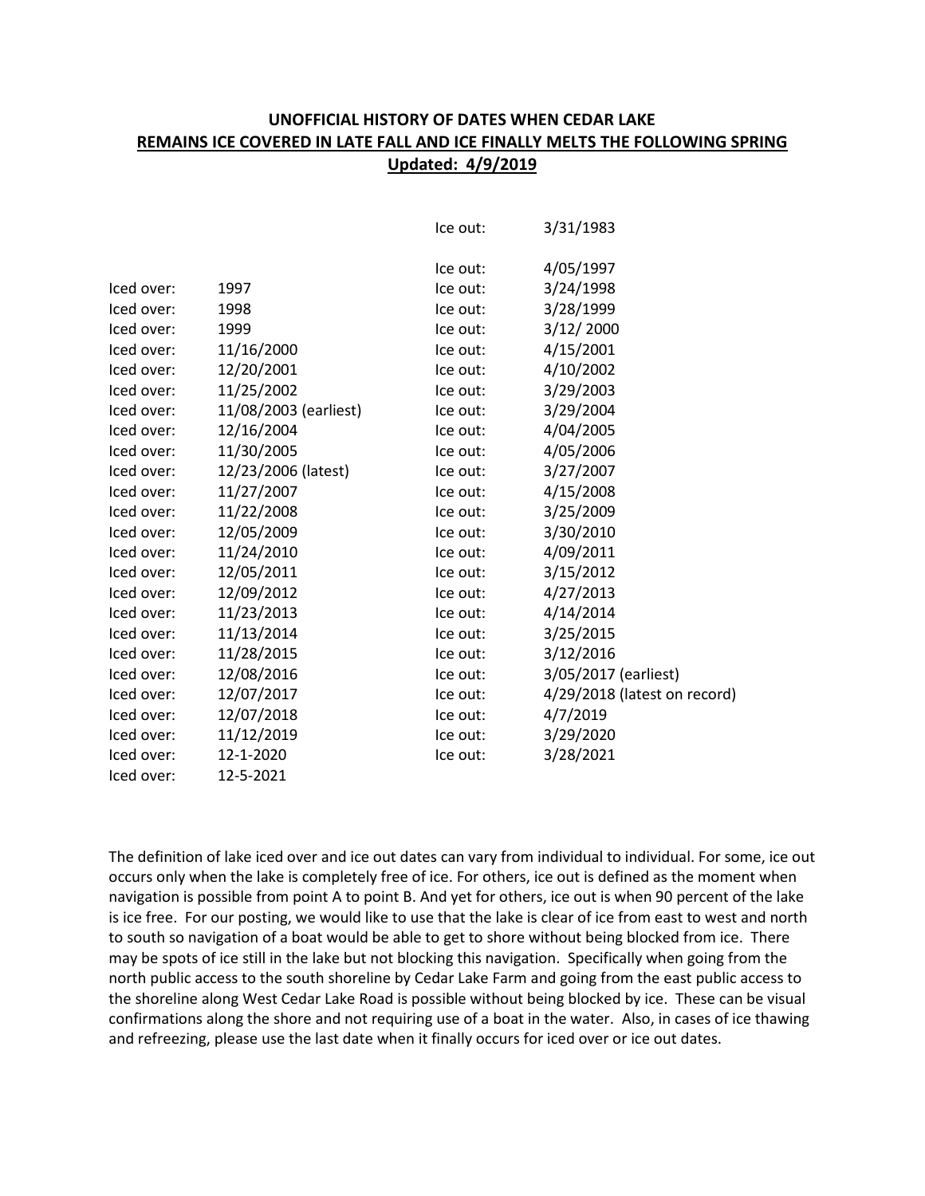**UNOFFICIAL HISTORY OF DATES WHEN CEDAR LAKE**
**REMAINS ICE COVERED IN LATE FALL AND ICE FINALLY MELTS THE FOLLOWING SPRING**
**Updated: 4/9/2019**

| | | | |
|---|---|---|---|
| | | Ice out: | 3/31/1983 |
| | | Ice out: | 4/05/1997 |
| Iced over: | 1997 | Ice out: | 3/24/1998 |
| Iced over: | 1998 | Ice out: | 3/28/1999 |
| Iced over: | 1999 | Ice out: | 3/12/ 2000 |
| Iced over: | 11/16/2000 | Ice out: | 4/15/2001 |
| Iced over: | 12/20/2001 | Ice out: | 4/10/2002 |
| Iced over: | 11/25/2002 | Ice out: | 3/29/2003 |
| Iced over: | 11/08/2003 (earliest) | Ice out: | 3/29/2004 |
| Iced over: | 12/16/2004 | Ice out: | 4/04/2005 |
| Iced over: | 11/30/2005 | Ice out: | 4/05/2006 |
| Iced over: | 12/23/2006 (latest) | Ice out: | 3/27/2007 |
| Iced over: | 11/27/2007 | Ice out: | 4/15/2008 |
| Iced over: | 11/22/2008 | Ice out: | 3/25/2009 |
| Iced over: | 12/05/2009 | Ice out: | 3/30/2010 |
| Iced over: | 11/24/2010 | Ice out: | 4/09/2011 |
| Iced over: | 12/05/2011 | Ice out: | 3/15/2012 |
| Iced over: | 12/09/2012 | Ice out: | 4/27/2013 |
| Iced over: | 11/23/2013 | Ice out: | 4/14/2014 |
| Iced over: | 11/13/2014 | Ice out: | 3/25/2015 |
| Iced over: | 11/28/2015 | Ice out: | 3/12/2016 |
| Iced over: | 12/08/2016 | Ice out: | 3/05/2017 (earliest) |
| Iced over: | 12/07/2017 | Ice out: | 4/29/2018 (latest on record) |
| Iced over: | 12/07/2018 | Ice out: | 4/7/2019 |
| Iced over: | 11/12/2019 | Ice out: | 3/29/2020 |
| Iced over: | 12-1-2020 | Ice out: | 3/28/2021 |
| Iced over: | 12-5-2021 | | |

The definition of lake iced over and ice out dates can vary from individual to individual. For some, ice out occurs only when the lake is completely free of ice. For others, ice out is defined as the moment when navigation is possible from point A to point B. And yet for others, ice out is when 90 percent of the lake is ice free. For our posting, we would like to use that the lake is clear of ice from east to west and north to south so navigation of a boat would be able to get to shore without being blocked from ice. There may be spots of ice still in the lake but not blocking this navigation. Specifically when going from the north public access to the south shoreline by Cedar Lake Farm and going from the east public access to the shoreline along West Cedar Lake Road is possible without being blocked by ice. These can be visual confirmations along the shore and not requiring use of a boat in the water. Also, in cases of ice thawing and refreezing, please use the last date when it finally occurs for iced over or ice out dates.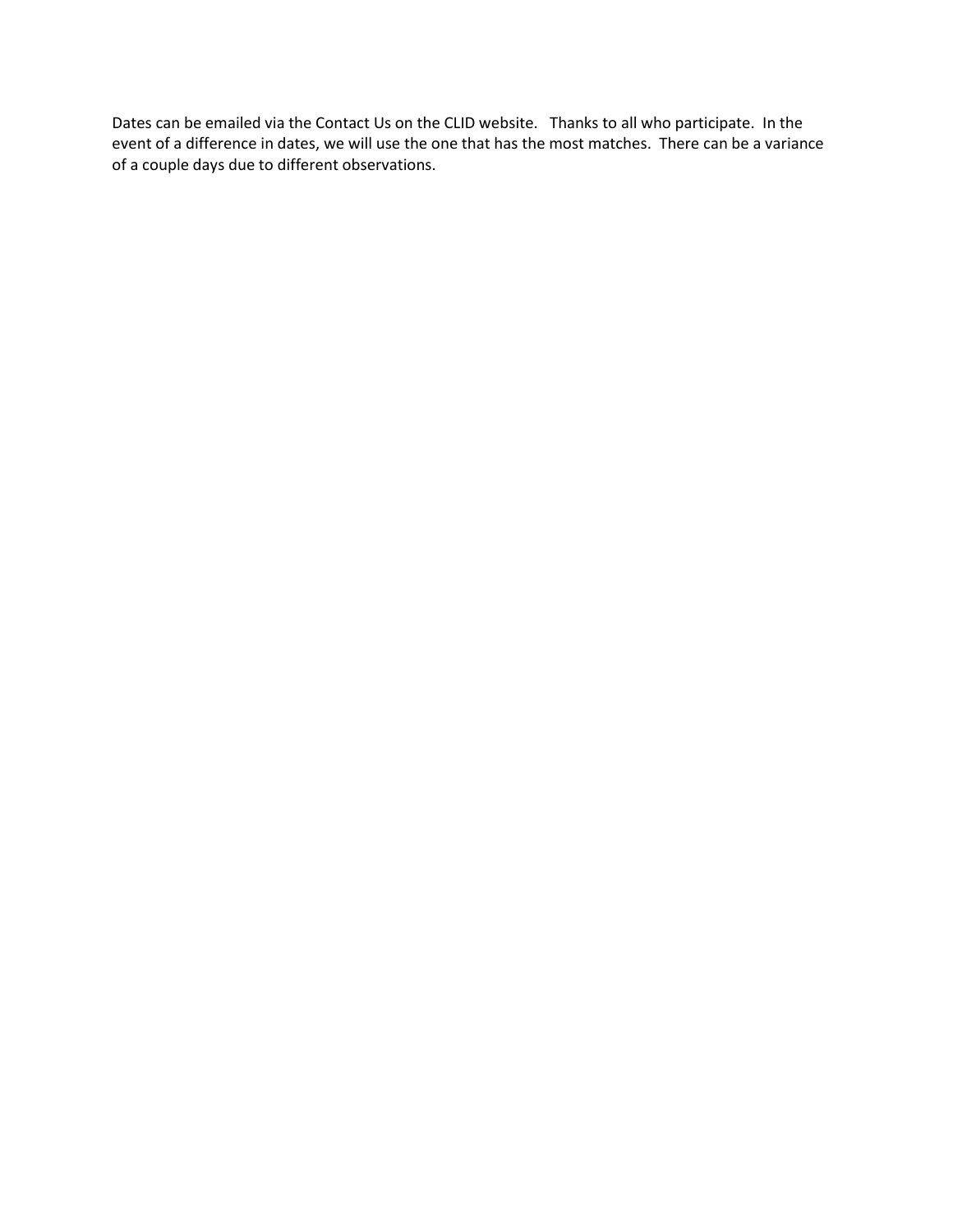Dates can be emailed via the Contact Us on the CLID website. Thanks to all who participate. In the event of a difference in dates, we will use the one that has the most matches. There can be a variance of a couple days due to different observations.